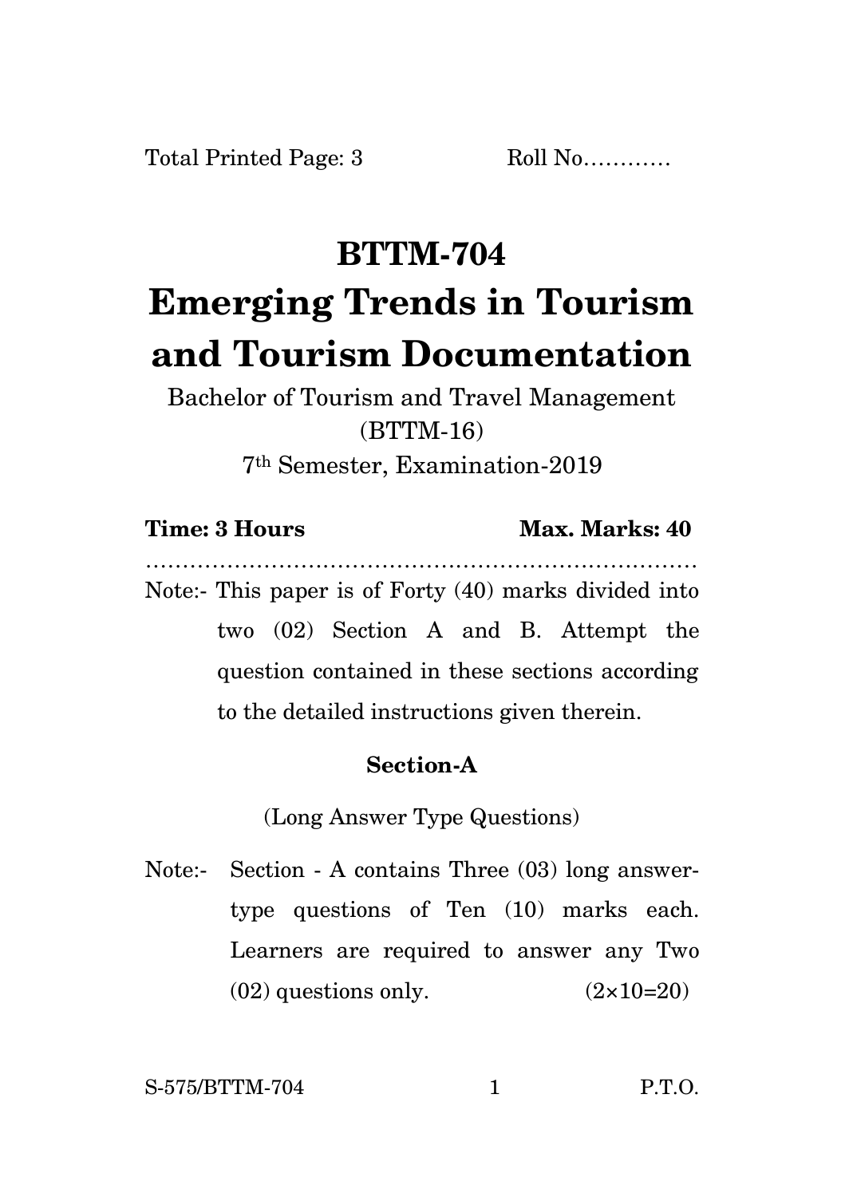Total Printed Page: 3 Roll No…………

# BTTM-704

# Emerging Trends in Tourism and Tourism Documentation

Bachelor of Tourism and Travel Management (BTTM-16)

7th Semester, Examination-2019

**Time: 3 Hours** **Max. Marks: 40**

…………………………………………………………………

Note:- This paper is of Forty (40) marks divided into two (02) Section A and B. Attempt the question contained in these sections according to the detailed instructions given therein.

### Section-A

(Long Answer Type Questions)

Note:- Section - A contains Three (03) long answer-type questions of Ten (10) marks each. Learners are required to answer any Two (02) questions only. (2×10=20)

S-575/BTTM-704 P.T.O.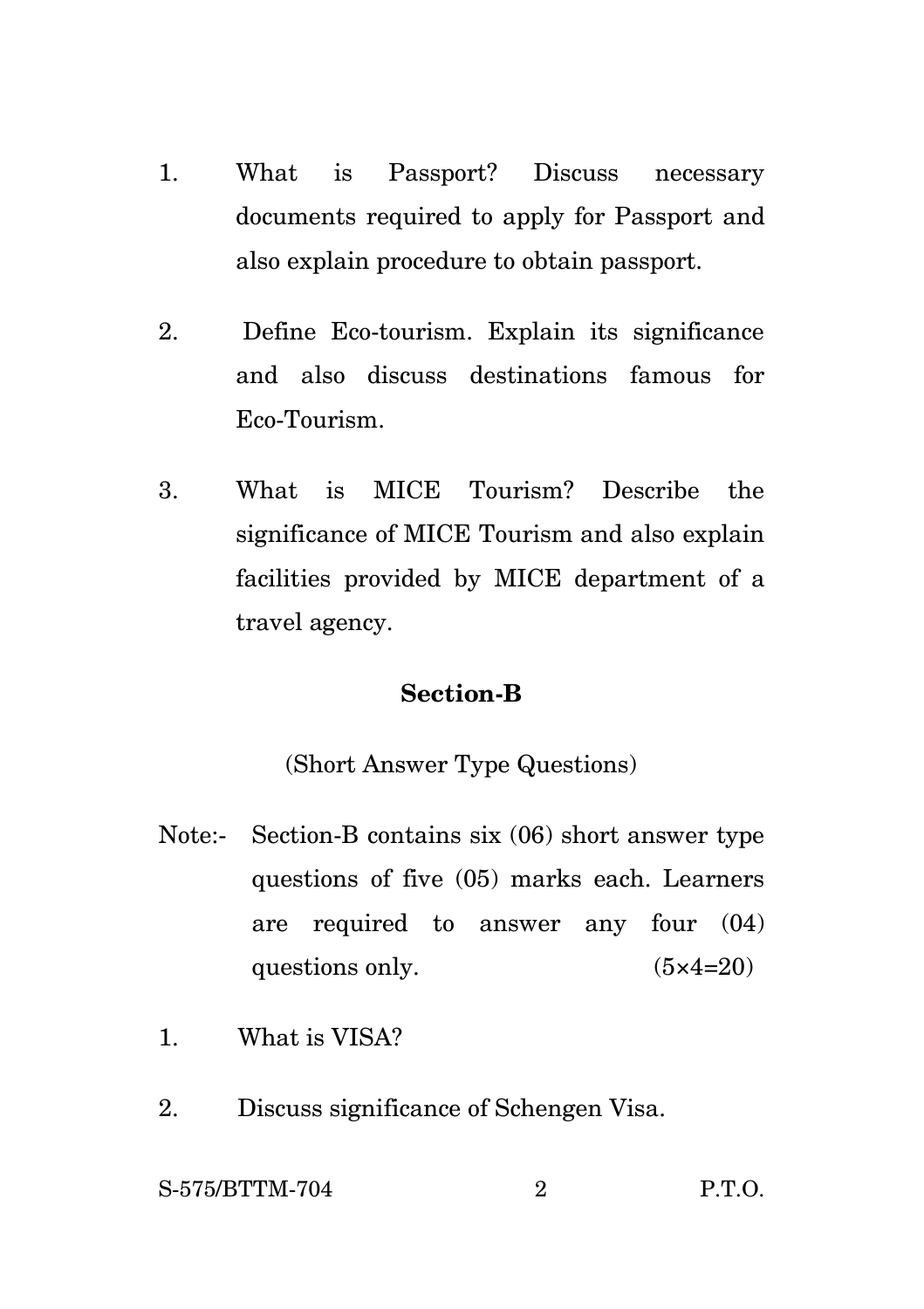1. What is Passport? Discuss necessary documents required to apply for Passport and also explain procedure to obtain passport.

2. Define Eco-tourism. Explain its significance and also discuss destinations famous for Eco-Tourism.

3. What is MICE Tourism? Describe the significance of MICE Tourism and also explain facilities provided by MICE department of a travel agency.

## Section-B

(Short Answer Type Questions)

Note:- Section-B contains six (06) short answer type questions of five (05) marks each. Learners are required to answer any four (04) questions only. (5×4=20)

1. What is VISA?

2. Discuss significance of Schengen Visa.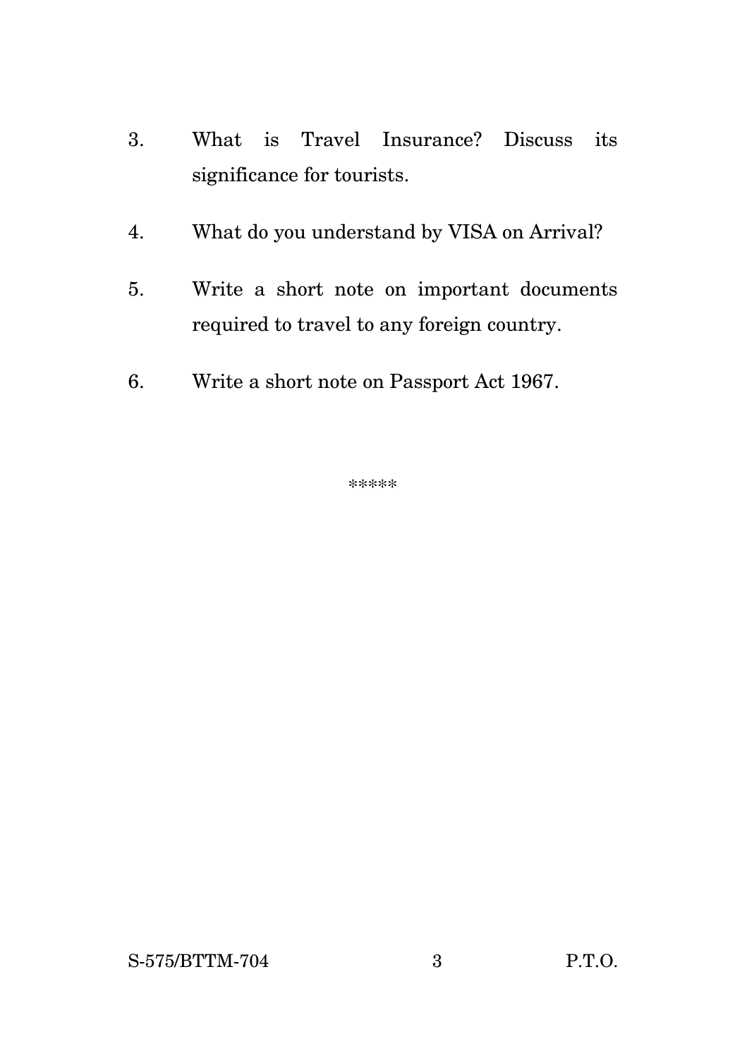3. What is Travel Insurance? Discuss its significance for tourists.

4. What do you understand by VISA on Arrival?

5. Write a short note on important documents required to travel to any foreign country.

6. Write a short note on Passport Act 1967.

*****